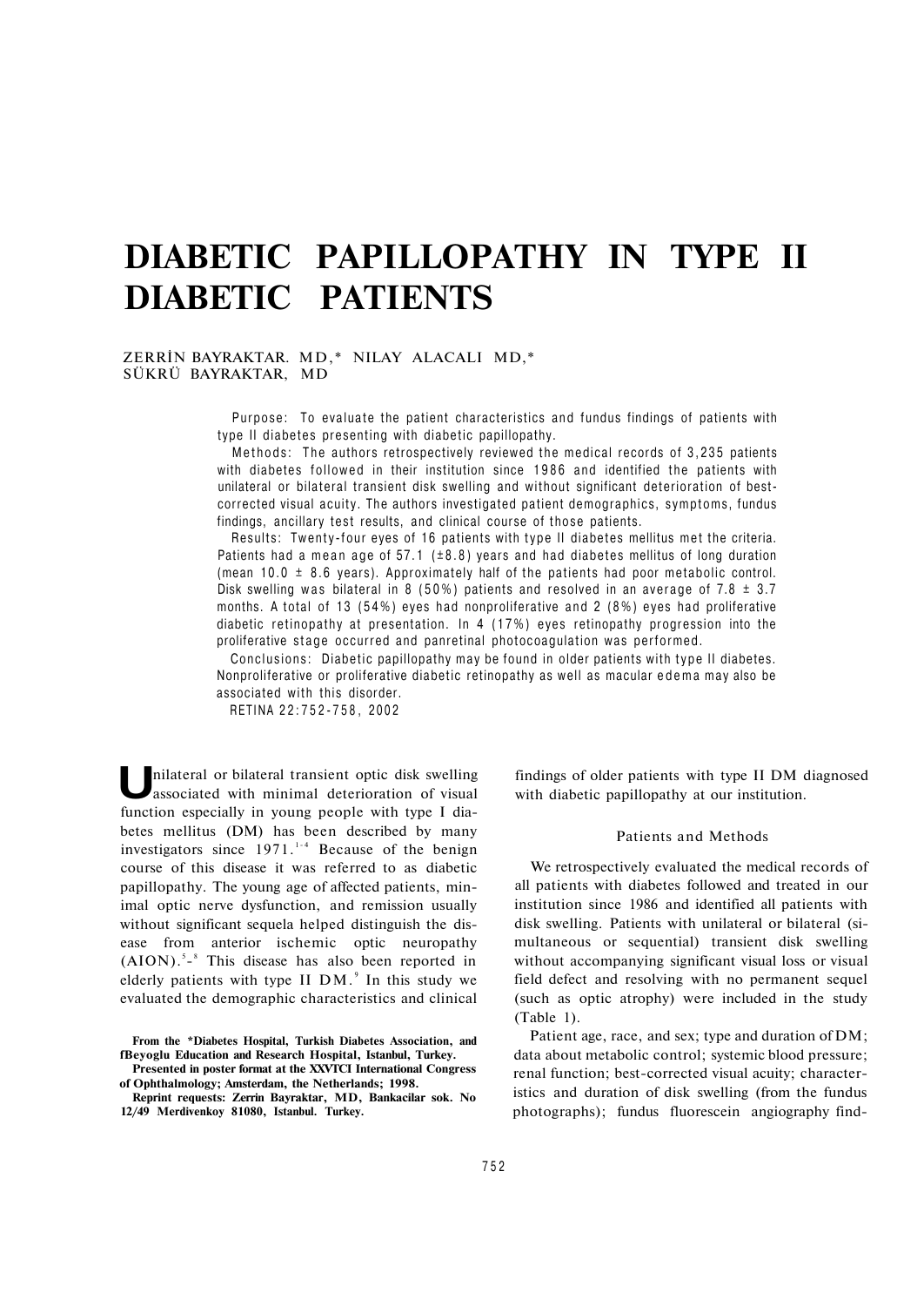# DIABETIC PAPILLOPATHY IN TYPE II DIABETIC PATIENTS

ZERRİN BAYRAKTAR, MD,* NILAY ALACALI MD,*
SÜKRÜ BAYRAKTAR, MD

Purpose: To evaluate the patient characteristics and fundus findings of patients with type II diabetes presenting with diabetic papillopathy.

Methods: The authors retrospectively reviewed the medical records of 3,235 patients with diabetes followed in their institution since 1986 and identified the patients with unilateral or bilateral transient disk swelling and without significant deterioration of best-corrected visual acuity. The authors investigated patient demographics, symptoms, fundus findings, ancillary test results, and clinical course of those patients.

Results: Twenty-four eyes of 16 patients with type II diabetes mellitus met the criteria. Patients had a mean age of 57.1 (±8.8) years and had diabetes mellitus of long duration (mean 10.0 ± 8.6 years). Approximately half of the patients had poor metabolic control. Disk swelling was bilateral in 8 (50%) patients and resolved in an average of 7.8 ± 3.7 months. A total of 13 (54%) eyes had nonproliferative and 2 (8%) eyes had proliferative diabetic retinopathy at presentation. In 4 (17%) eyes retinopathy progression into the proliferative stage occurred and panretinal photocoagulation was performed.

Conclusions: Diabetic papillopathy may be found in older patients with type II diabetes. Nonproliferative or proliferative diabetic retinopathy as well as macular edema may also be associated with this disorder.

RETINA 22:752-758, 2002

Unilateral or bilateral transient optic disk swelling associated with minimal deterioration of visual function especially in young people with type I diabetes mellitus (DM) has been described by many investigators since 1971.[1-4] Because of the benign course of this disease it was referred to as diabetic papillopathy. The young age of affected patients, minimal optic nerve dysfunction, and remission usually without significant sequela helped distinguish the disease from anterior ischemic optic neuropathy (AION).[5-8] This disease has also been reported in elderly patients with type II DM.[9] In this study we evaluated the demographic characteristics and clinical findings of older patients with type II DM diagnosed with diabetic papillopathy at our institution.

## Patients and Methods

We retrospectively evaluated the medical records of all patients with diabetes followed and treated in our institution since 1986 and identified all patients with disk swelling. Patients with unilateral or bilateral (simultaneous or sequential) transient disk swelling without accompanying significant visual loss or visual field defect and resolving with no permanent sequel (such as optic atrophy) were included in the study (Table 1).

Patient age, race, and sex; type and duration of DM; data about metabolic control; systemic blood pressure; renal function; best-corrected visual acuity; characteristics and duration of disk swelling (from the fundus photographs); fundus fluorescein angiography find-

**From the *Diabetes Hospital, Turkish Diabetes Association, and †Beyoglu Education and Research Hospital, Istanbul, Turkey.**

**Presented in poster format at the XXVIII International Congress of Ophthalmology; Amsterdam, the Netherlands; 1998.**

**Reprint requests: Zerrin Bayraktar, MD, Bankacilar sok. No 12/49 Merdivenkoy 81080, Istanbul. Turkey.**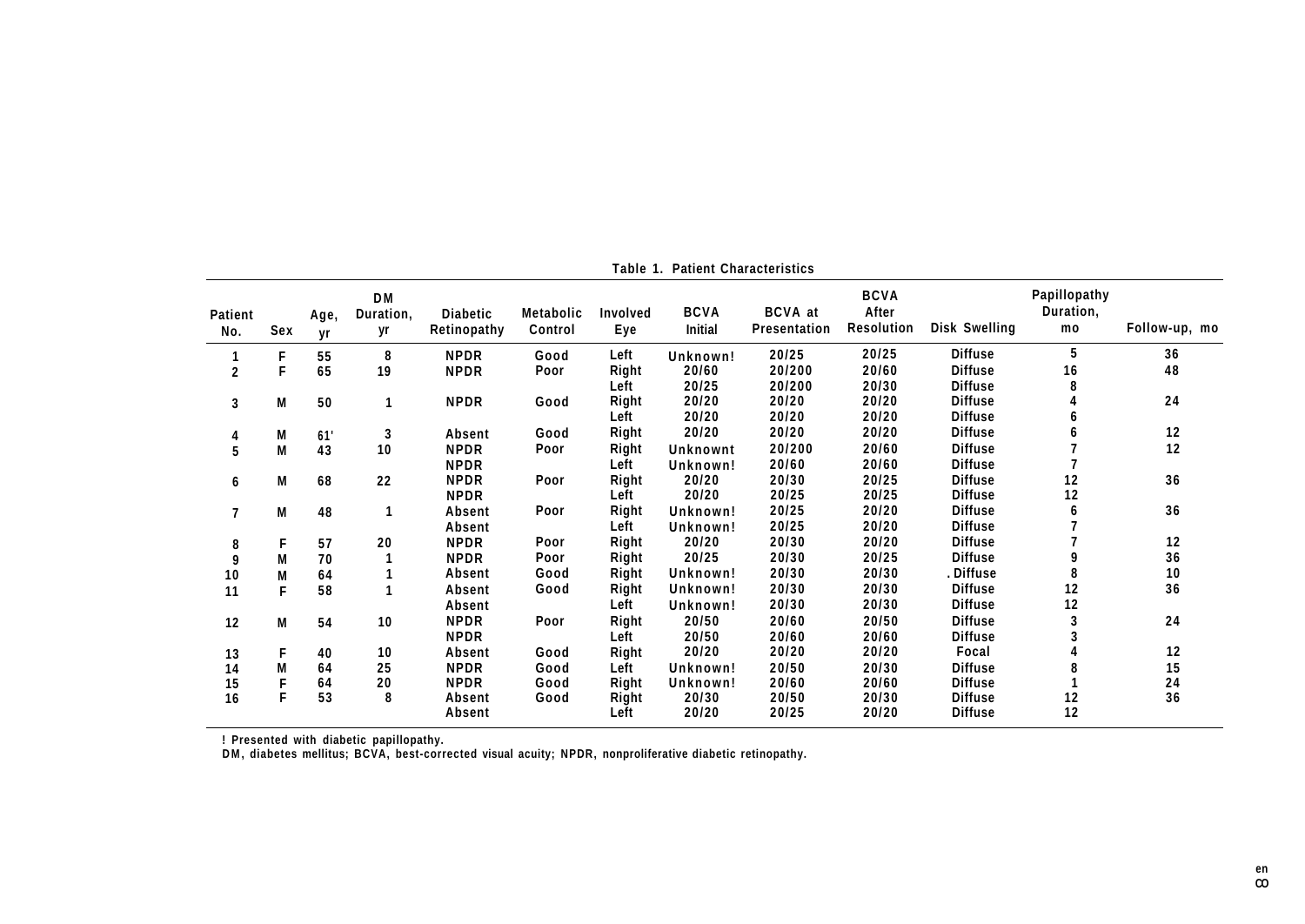**Table 1. Patient Characteristics**

| Patient No. | Sex | Age, yr | DM Duration, yr | Diabetic Retinopathy | Metabolic Control | Involved Eye | BCVA Initial | BCVA at Presentation | BCVA After Resolution | Disk Swelling | Papillopathy Duration, mo | Follow-up, mo |
|---|---|---|---|---|---|---|---|---|---|---|---|---|
| 1 | F | 55 | 8 | NPDR | Good | Left | Unknown! | 20/25 | 20/25 | Diffuse | 5 | 36 |
| 2 | F | 65 | 19 | NPDR | Poor | Right | 20/60 | 20/200 | 20/60 | Diffuse | 16 | 48 |
| | | | | | | Left | 20/25 | 20/200 | 20/30 | Diffuse | 8 | |
| 3 | M | 50 | 1 | NPDR | Good | Right | 20/20 | 20/20 | 20/20 | Diffuse | 4 | 24 |
| | | | | | | Left | 20/20 | 20/20 | 20/20 | Diffuse | 6 | |
| 4 | M | 61' | 3 | Absent | Good | Right | 20/20 | 20/20 | 20/20 | Diffuse | 6 | 12 |
| 5 | M | 43 | 10 | NPDR | Poor | Right | Unknownt | 20/200 | 20/60 | Diffuse | 7 | 12 |
| | | | | NPDR | | Left | Unknown! | 20/60 | 20/60 | Diffuse | 7 | |
| 6 | M | 68 | 22 | NPDR | Poor | Right | 20/20 | 20/30 | 20/25 | Diffuse | 12 | 36 |
| | | | | NPDR | | Left | 20/20 | 20/25 | 20/25 | Diffuse | 12 | |
| 7 | M | 48 | 1 | Absent | Poor | Right | Unknown! | 20/25 | 20/20 | Diffuse | 6 | 36 |
| | | | | Absent | | Left | Unknown! | 20/25 | 20/20 | Diffuse | 7 | |
| 8 | F | 57 | 20 | NPDR | Poor | Right | 20/20 | 20/30 | 20/20 | Diffuse | 7 | 12 |
| 9 | M | 70 | 1 | NPDR | Poor | Right | 20/25 | 20/30 | 20/25 | Diffuse | 9 | 36 |
| 10 | M | 64 | 1 | Absent | Good | Right | Unknown! | 20/30 | 20/30 | . Diffuse | 8 | 10 |
| 11 | F | 58 | 1 | Absent | Good | Right | Unknown! | 20/30 | 20/30 | Diffuse | 12 | 36 |
| | | | | Absent | | Left | Unknown! | 20/30 | 20/30 | Diffuse | 12 | |
| 12 | M | 54 | 10 | NPDR | Poor | Right | 20/50 | 20/60 | 20/50 | Diffuse | 3 | 24 |
| | | | | NPDR | | Left | 20/50 | 20/60 | 20/60 | Diffuse | 3 | |
| 13 | F | 40 | 10 | Absent | Good | Right | 20/20 | 20/20 | 20/20 | Focal | 4 | 12 |
| 14 | M | 64 | 25 | NPDR | Good | Left | Unknown! | 20/50 | 20/30 | Diffuse | 8 | 15 |
| 15 | F | 64 | 20 | NPDR | Good | Right | Unknown! | 20/60 | 20/60 | Diffuse | 1 | 24 |
| 16 | F | 53 | 8 | Absent | Good | Right | 20/30 | 20/50 | 20/30 | Diffuse | 12 | 36 |
| | | | | Absent | | Left | 20/20 | 20/25 | 20/20 | Diffuse | 12 | |

! Presented with diabetic papillopathy.
DM, diabetes mellitus; BCVA, best-corrected visual acuity; NPDR, nonproliferative diabetic retinopathy.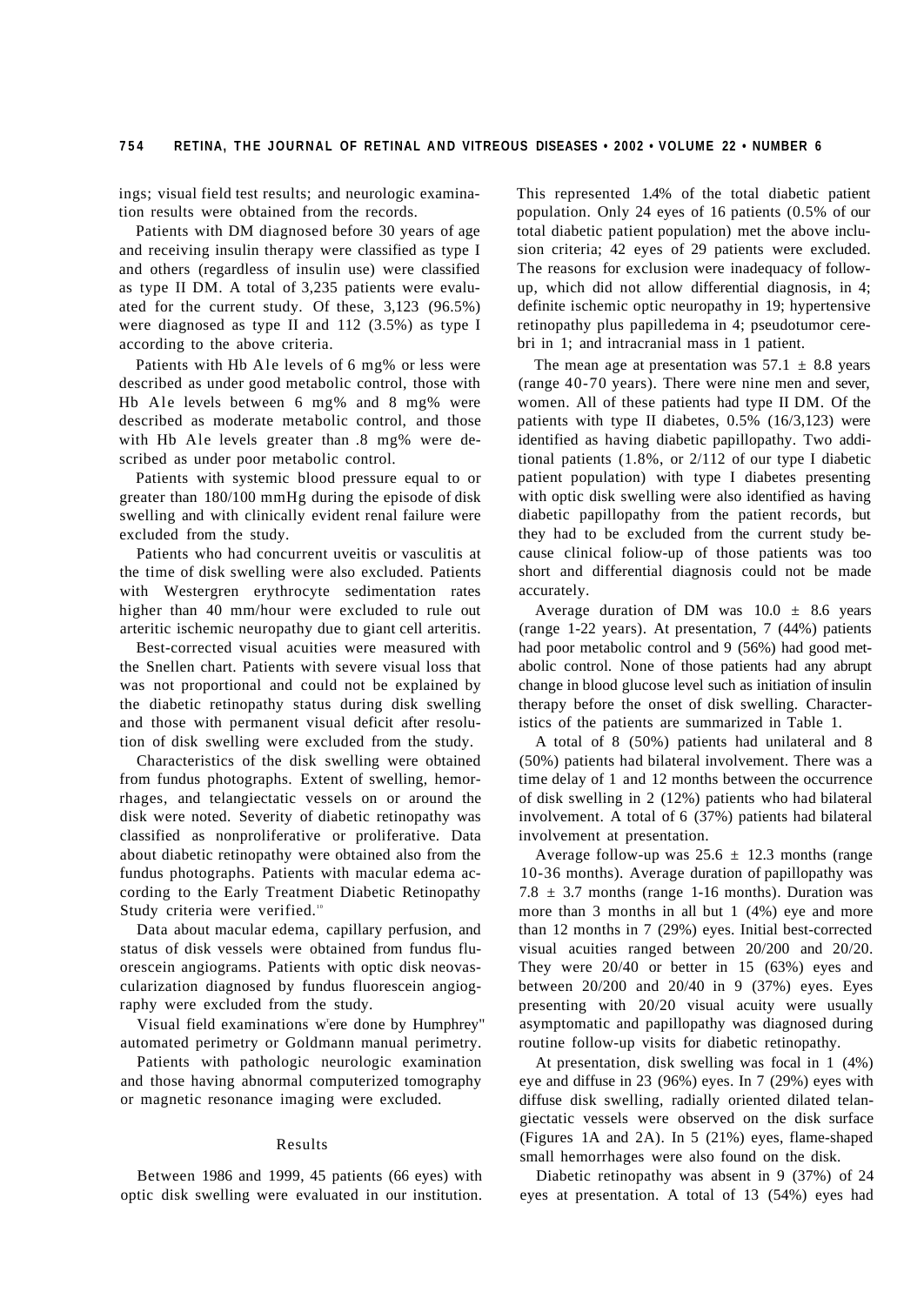ings; visual field test results; and neurologic examination results were obtained from the records.

Patients with DM diagnosed before 30 years of age and receiving insulin therapy were classified as type I and others (regardless of insulin use) were classified as type II DM. A total of 3,235 patients were evaluated for the current study. Of these, 3,123 (96.5%) were diagnosed as type II and 112 (3.5%) as type I according to the above criteria.

Patients with Hb A1e levels of 6 mg% or less were described as under good metabolic control, those with Hb A1e levels between 6 mg% and 8 mg% were described as moderate metabolic control, and those with Hb A1e levels greater than .8 mg% were described as under poor metabolic control.

Patients with systemic blood pressure equal to or greater than 180/100 mmHg during the episode of disk swelling and with clinically evident renal failure were excluded from the study.

Patients who had concurrent uveitis or vasculitis at the time of disk swelling were also excluded. Patients with Westergren erythrocyte sedimentation rates higher than 40 mm/hour were excluded to rule out arteritic ischemic neuropathy due to giant cell arteritis.

Best-corrected visual acuities were measured with the Snellen chart. Patients with severe visual loss that was not proportional and could not be explained by the diabetic retinopathy status during disk swelling and those with permanent visual deficit after resolution of disk swelling were excluded from the study.

Characteristics of the disk swelling were obtained from fundus photographs. Extent of swelling, hemorrhages, and telangiectatic vessels on or around the disk were noted. Severity of diabetic retinopathy was classified as nonproliferative or proliferative. Data about diabetic retinopathy were obtained also from the fundus photographs. Patients with macular edema according to the Early Treatment Diabetic Retinopathy Study criteria were verified.[10]

Data about macular edema, capillary perfusion, and status of disk vessels were obtained from fundus fluorescein angiograms. Patients with optic disk neovascularization diagnosed by fundus fluorescein angiography were excluded from the study.

Visual field examinations were done by Humphrey" automated perimetry or Goldmann manual perimetry.

Patients with pathologic neurologic examination and those having abnormal computerized tomography or magnetic resonance imaging were excluded.

## Results

Between 1986 and 1999, 45 patients (66 eyes) with optic disk swelling were evaluated in our institution. This represented 1.4% of the total diabetic patient population. Only 24 eyes of 16 patients (0.5% of our total diabetic patient population) met the above inclusion criteria; 42 eyes of 29 patients were excluded. The reasons for exclusion were inadequacy of follow-up, which did not allow differential diagnosis, in 4; definite ischemic optic neuropathy in 19; hypertensive retinopathy plus papilledema in 4; pseudotumor cerebri in 1; and intracranial mass in 1 patient.

The mean age at presentation was 57.1 ± 8.8 years (range 40-70 years). There were nine men and seven women. All of these patients had type II DM. Of the patients with type II diabetes, 0.5% (16/3,123) were identified as having diabetic papillopathy. Two additional patients (1.8%, or 2/112 of our type I diabetic patient population) with type I diabetes presenting with optic disk swelling were also identified as having diabetic papillopathy from the patient records, but they had to be excluded from the current study because clinical follow-up of those patients was too short and differential diagnosis could not be made accurately.

Average duration of DM was 10.0 ± 8.6 years (range 1-22 years). At presentation, 7 (44%) patients had poor metabolic control and 9 (56%) had good metabolic control. None of those patients had any abrupt change in blood glucose level such as initiation of insulin therapy before the onset of disk swelling. Characteristics of the patients are summarized in Table 1.

A total of 8 (50%) patients had unilateral and 8 (50%) patients had bilateral involvement. There was a time delay of 1 and 12 months between the occurrence of disk swelling in 2 (12%) patients who had bilateral involvement. A total of 6 (37%) patients had bilateral involvement at presentation.

Average follow-up was 25.6 ± 12.3 months (range 10-36 months). Average duration of papillopathy was 7.8 ± 3.7 months (range 1-16 months). Duration was more than 3 months in all but 1 (4%) eye and more than 12 months in 7 (29%) eyes. Initial best-corrected visual acuities ranged between 20/200 and 20/20. They were 20/40 or better in 15 (63%) eyes and between 20/200 and 20/40 in 9 (37%) eyes. Eyes presenting with 20/20 visual acuity were usually asymptomatic and papillopathy was diagnosed during routine follow-up visits for diabetic retinopathy.

At presentation, disk swelling was focal in 1 (4%) eye and diffuse in 23 (96%) eyes. In 7 (29%) eyes with diffuse disk swelling, radially oriented dilated telangiectatic vessels were observed on the disk surface (Figures 1A and 2A). In 5 (21%) eyes, flame-shaped small hemorrhages were also found on the disk.

Diabetic retinopathy was absent in 9 (37%) of 24 eyes at presentation. A total of 13 (54%) eyes had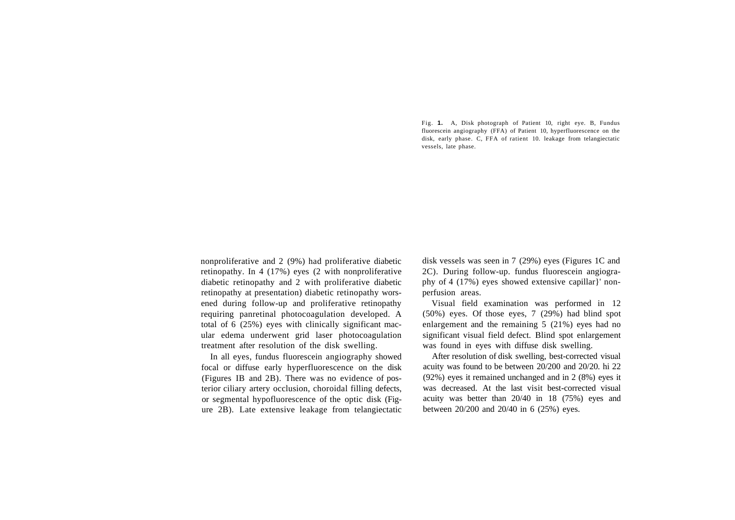Fig. **1.** A, Disk photograph of Patient 10, right eye. B, Fundus fluorescein angiography (FFA) of Patient 10, hyperfluorescence on the disk, early phase. C, FFA of ratient 10. leakage from telangiectatic vessels, late phase.

nonproliferative and 2 (9%) had proliferative diabetic retinopathy. In 4 (17%) eyes (2 with nonproliferative diabetic retinopathy and 2 with proliferative diabetic retinopathy at presentation) diabetic retinopathy worsened during follow-up and proliferative retinopathy requiring panretinal photocoagulation developed. A total of 6 (25%) eyes with clinically significant macular edema underwent grid laser photocoagulation treatment after resolution of the disk swelling.

In all eyes, fundus fluorescein angiography showed focal or diffuse early hyperfluorescence on the disk (Figures IB and 2B). There was no evidence of posterior ciliary artery occlusion, choroidal filling defects, or segmental hypofluorescence of the optic disk (Figure 2B). Late extensive leakage from telangiectatic disk vessels was seen in 7 (29%) eyes (Figures 1C and 2C). During follow-up. fundus fluorescein angiography of 4 (17%) eyes showed extensive capillar}' nonperfusion areas.

Visual field examination was performed in 12 (50%) eyes. Of those eyes, 7 (29%) had blind spot enlargement and the remaining 5 (21%) eyes had no significant visual field defect. Blind spot enlargement was found in eyes with diffuse disk swelling.

After resolution of disk swelling, best-corrected visual acuity was found to be between 20/200 and 20/20. hi 22 (92%) eyes it remained unchanged and in 2 (8%) eyes it was decreased. At the last visit best-corrected visual acuity was better than 20/40 in 18 (75%) eyes and between 20/200 and 20/40 in 6 (25%) eyes.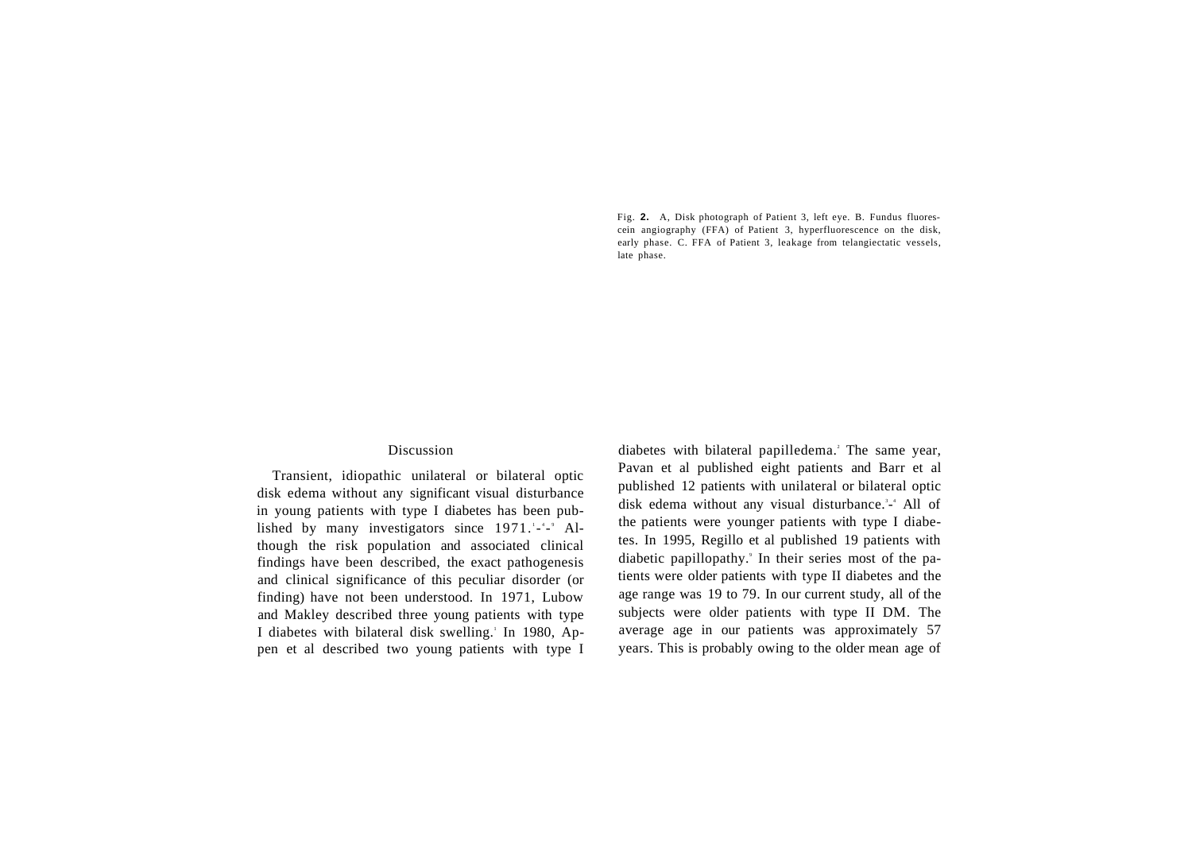Fig. **2.** A, Disk photograph of Patient 3, left eye. B. Fundus fluorescein angiography (FFA) of Patient 3, hyperfluorescence on the disk, early phase. C. FFA of Patient 3, leakage from telangiectatic vessels, late phase.

## Discussion

Transient, idiopathic unilateral or bilateral optic disk edema without any significant visual disturbance in young patients with type I diabetes has been published by many investigators since 1971.[1-4-9] Although the risk population and associated clinical findings have been described, the exact pathogenesis and clinical significance of this peculiar disorder (or finding) have not been understood. In 1971, Lubow and Makley described three young patients with type I diabetes with bilateral disk swelling.[1] In 1980, Appen et al described two young patients with type I diabetes with bilateral papilledema.[2] The same year, Pavan et al published eight patients and Barr et al published 12 patients with unilateral or bilateral optic disk edema without any visual disturbance.[3-4] All of the patients were younger patients with type I diabetes. In 1995, Regillo et al published 19 patients with diabetic papillopathy.[9] In their series most of the patients were older patients with type II diabetes and the age range was 19 to 79. In our current study, all of the subjects were older patients with type II DM. The average age in our patients was approximately 57 years. This is probably owing to the older mean age of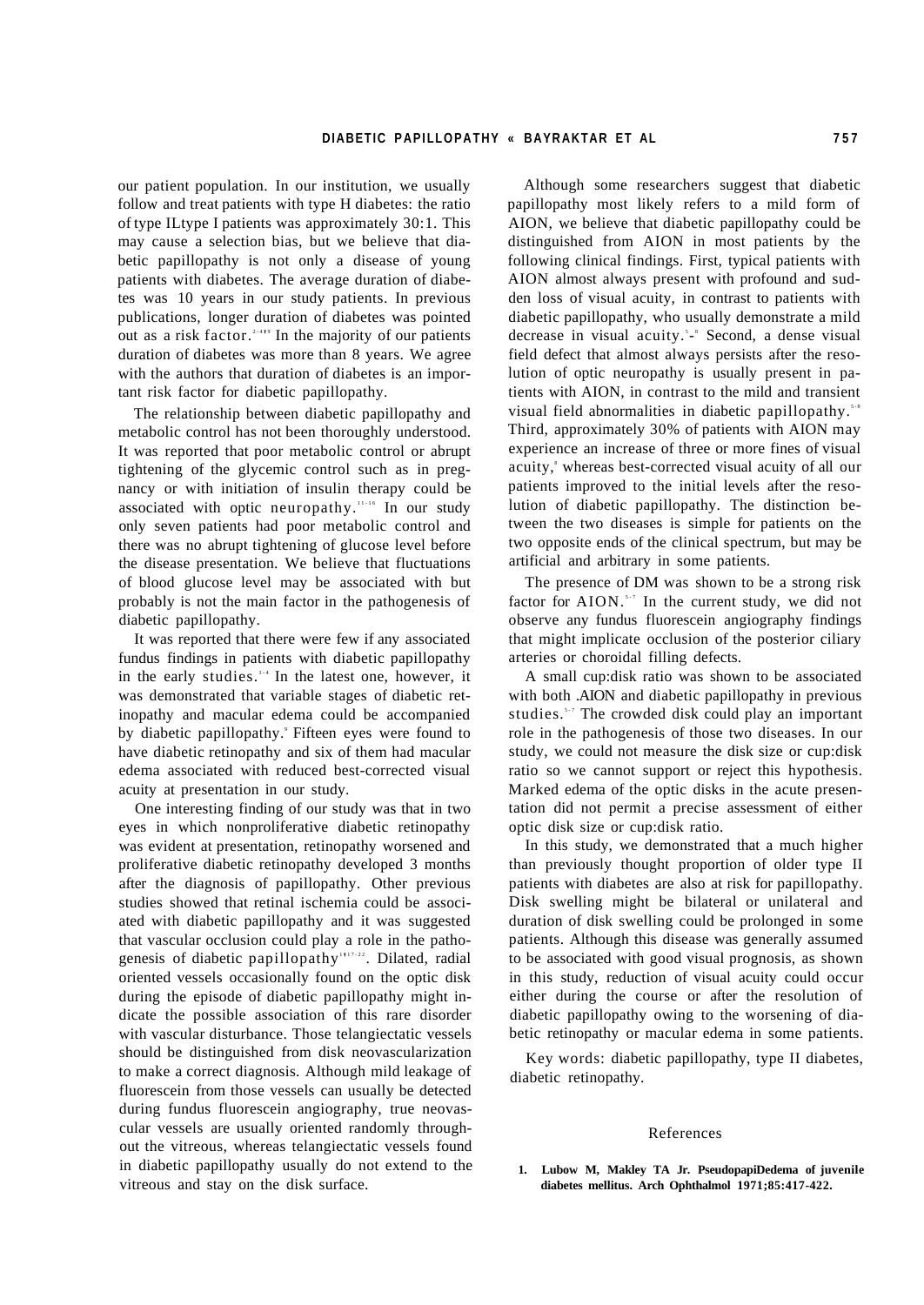our patient population. In our institution, we usually follow and treat patients with type H diabetes: the ratio of type ILtype I patients was approximately 30:1. This may cause a selection bias, but we believe that diabetic papillopathy is not only a disease of young patients with diabetes. The average duration of diabetes was 10 years in our study patients. In previous publications, longer duration of diabetes was pointed out as a risk factor.[2-4,9] In the majority of our patients duration of diabetes was more than 8 years. We agree with the authors that duration of diabetes is an important risk factor for diabetic papillopathy.

The relationship between diabetic papillopathy and metabolic control has not been thoroughly understood. It was reported that poor metabolic control or abrupt tightening of the glycemic control such as in pregnancy or with initiation of insulin therapy could be associated with optic neuropathy.[11-16] In our study only seven patients had poor metabolic control and there was no abrupt tightening of glucose level before the disease presentation. We believe that fluctuations of blood glucose level may be associated with but probably is not the main factor in the pathogenesis of diabetic papillopathy.

It was reported that there were few if any associated fundus findings in patients with diabetic papillopathy in the early studies.[1-4] In the latest one, however, it was demonstrated that variable stages of diabetic retinopathy and macular edema could be accompanied by diabetic papillopathy.[9] Fifteen eyes were found to have diabetic retinopathy and six of them had macular edema associated with reduced best-corrected visual acuity at presentation in our study.

One interesting finding of our study was that in two eyes in which nonproliferative diabetic retinopathy was evident at presentation, retinopathy worsened and proliferative diabetic retinopathy developed 3 months after the diagnosis of papillopathy. Other previous studies showed that retinal ischemia could be associated with diabetic papillopathy and it was suggested that vascular occlusion could play a role in the pathogenesis of diabetic papillopathy[19,17-22]. Dilated, radial oriented vessels occasionally found on the optic disk during the episode of diabetic papillopathy might indicate the possible association of this rare disorder with vascular disturbance. Those telangiectatic vessels should be distinguished from disk neovascularization to make a correct diagnosis. Although mild leakage of fluorescein from those vessels can usually be detected during fundus fluorescein angiography, true neovascular vessels are usually oriented randomly throughout the vitreous, whereas telangiectatic vessels found in diabetic papillopathy usually do not extend to the vitreous and stay on the disk surface.

Although some researchers suggest that diabetic papillopathy most likely refers to a mild form of AION, we believe that diabetic papillopathy could be distinguished from AION in most patients by the following clinical findings. First, typical patients with AION almost always present with profound and sudden loss of visual acuity, in contrast to patients with diabetic papillopathy, who usually demonstrate a mild decrease in visual acuity.[5-8] Second, a dense visual field defect that almost always persists after the resolution of optic neuropathy is usually present in patients with AION, in contrast to the mild and transient visual field abnormalities in diabetic papillopathy.[5-8] Third, approximately 30% of patients with AION may experience an increase of three or more fines of visual acuity,[8] whereas best-corrected visual acuity of all our patients improved to the initial levels after the resolution of diabetic papillopathy. The distinction between the two diseases is simple for patients on the two opposite ends of the clinical spectrum, but may be artificial and arbitrary in some patients.

The presence of DM was shown to be a strong risk factor for AION.[5-7] In the current study, we did not observe any fundus fluorescein angiography findings that might implicate occlusion of the posterior ciliary arteries or choroidal filling defects.

A small cup:disk ratio was shown to be associated with both .AION and diabetic papillopathy in previous studies.[5-7] The crowded disk could play an important role in the pathogenesis of those two diseases. In our study, we could not measure the disk size or cup:disk ratio so we cannot support or reject this hypothesis. Marked edema of the optic disks in the acute presentation did not permit a precise assessment of either optic disk size or cup:disk ratio.

In this study, we demonstrated that a much higher than previously thought proportion of older type II patients with diabetes are also at risk for papillopathy. Disk swelling might be bilateral or unilateral and duration of disk swelling could be prolonged in some patients. Although this disease was generally assumed to be associated with good visual prognosis, as shown in this study, reduction of visual acuity could occur either during the course or after the resolution of diabetic papillopathy owing to the worsening of diabetic retinopathy or macular edema in some patients.

Key words: diabetic papillopathy, type II diabetes, diabetic retinopathy.

## References

1. **Lubow M, Makley TA Jr. PseudopapiDedema of juvenile diabetes mellitus. Arch Ophthalmol 1971;85:417-422.**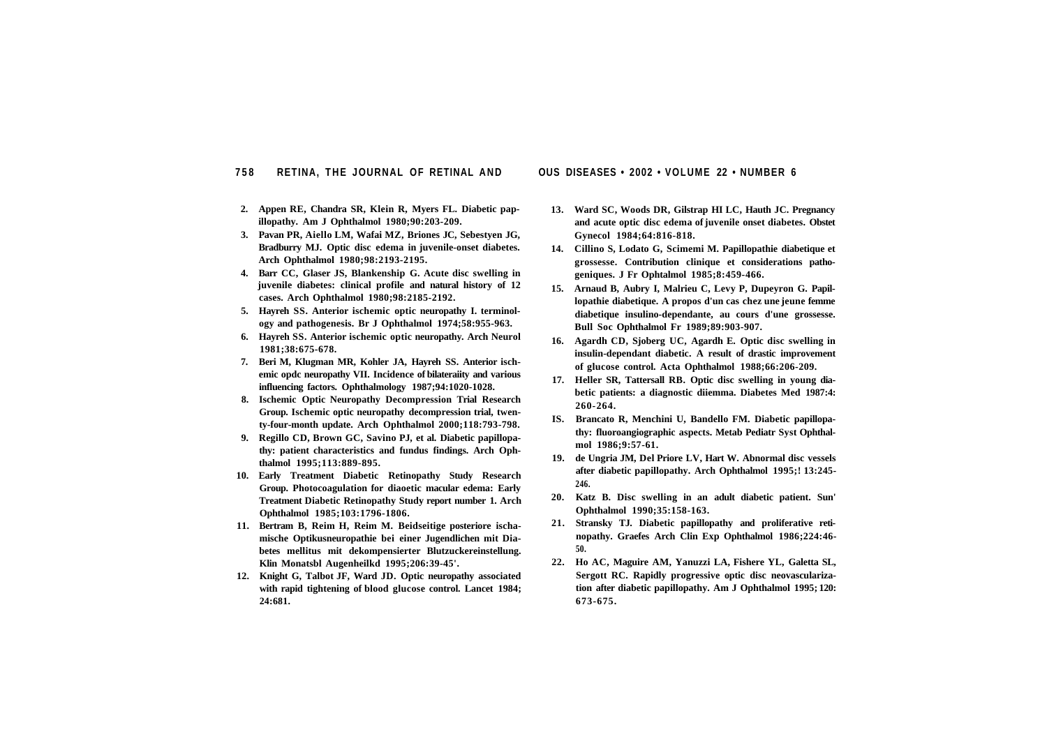2. Appen RE, Chandra SR, Klein R, Myers FL. Diabetic papillopathy. Am J Ophthalmol 1980;90:203-209.
3. Pavan PR, Aiello LM, Wafai MZ, Briones JC, Sebestyen JG, Bradburry MJ. Optic disc edema in juvenile-onset diabetes. Arch Ophthalmol 1980;98:2193-2195.
4. Barr CC, Glaser JS, Blankenship G. Acute disc swelling in juvenile diabetes: clinical profile and natural history of 12 cases. Arch Ophthalmol 1980;98:2185-2192.
5. Hayreh SS. Anterior ischemic optic neuropathy I. terminology and pathogenesis. Br J Ophthalmol 1974;58:955-963.
6. Hayreh SS. Anterior ischemic optic neuropathy. Arch Neurol 1981;38:675-678.
7. Beri M, Klugman MR, Kohler JA, Hayreh SS. Anterior ischemic opdc neuropathy VII. Incidence of bilateraiity and various influencing factors. Ophthalmology 1987;94:1020-1028.
8. Ischemic Optic Neuropathy Decompression Trial Research Group. Ischemic optic neuropathy decompression trial, twenty-four-month update. Arch Ophthalmol 2000;118:793-798.
9. Regillo CD, Brown GC, Savino PJ, et al. Diabetic papillopathy: patient characteristics and fundus findings. Arch Ophthalmol 1995;113:889-895.
10. Early Treatment Diabetic Retinopathy Study Research Group. Photocoagulation for diaoetic macular edema: Early Treatment Diabetic Retinopathy Study report number 1. Arch Ophthalmol 1985;103:1796-1806.
11. Bertram B, Reim H, Reim M. Beidseitige posteriore ischamische Optikusneuropathie bei einer Jugendlichen mit Diabetes mellitus mit dekompensierter Blutzuckereinstellung. Klin Monatsbl Augenheilkd 1995;206:39-45'.
12. Knight G, Talbot JF, Ward JD. Optic neuropathy associated with rapid tightening of blood glucose control. Lancet 1984; 24:681.
13. Ward SC, Woods DR, Gilstrap HI LC, Hauth JC. Pregnancy and acute optic disc edema of juvenile onset diabetes. Obstet Gynecol 1984;64:816-818.
14. Cillino S, Lodato G, Scimemi M. Papillopathie diabetique et grossesse. Contribution clinique et considerations pathogeniques. J Fr Ophtalmol 1985;8:459-466.
15. Arnaud B, Aubry I, Malrieu C, Levy P, Dupeyron G. Papillopathie diabetique. A propos d'un cas chez une jeune femme diabetique insulino-dependante, au cours d'une grossesse. Bull Soc Ophthalmol Fr 1989;89:903-907.
16. Agardh CD, Sjoberg UC, Agardh E. Optic disc swelling in insulin-dependant diabetic. A result of drastic improvement of glucose control. Acta Ophthalmol 1988;66:206-209.
17. Heller SR, Tattersall RB. Optic disc swelling in young diabetic patients: a diagnostic diiemma. Diabetes Med 1987:4: 260-264.
18. Brancato R, Menchini U, Bandello FM. Diabetic papillopathy: fluoroangiographic aspects. Metab Pediatr Syst Ophthalmol 1986;9:57-61.
19. de Ungria JM, Del Priore LV, Hart W. Abnormal disc vessels after diabetic papillopathy. Arch Ophthalmol 1995;! 13:245-246.
20. Katz B. Disc swelling in an adult diabetic patient. Sun' Ophthalmol 1990;35:158-163.
21. Stransky TJ. Diabetic papillopathy and proliferative retinopathy. Graefes Arch Clin Exp Ophthalmol 1986;224:46-50.
22. Ho AC, Maguire AM, Yanuzzi LA, Fishere YL, Galetta SL, Sergott RC. Rapidly progressive optic disc neovascularization after diabetic papillopathy. Am J Ophthalmol 1995; 120: 673-675.